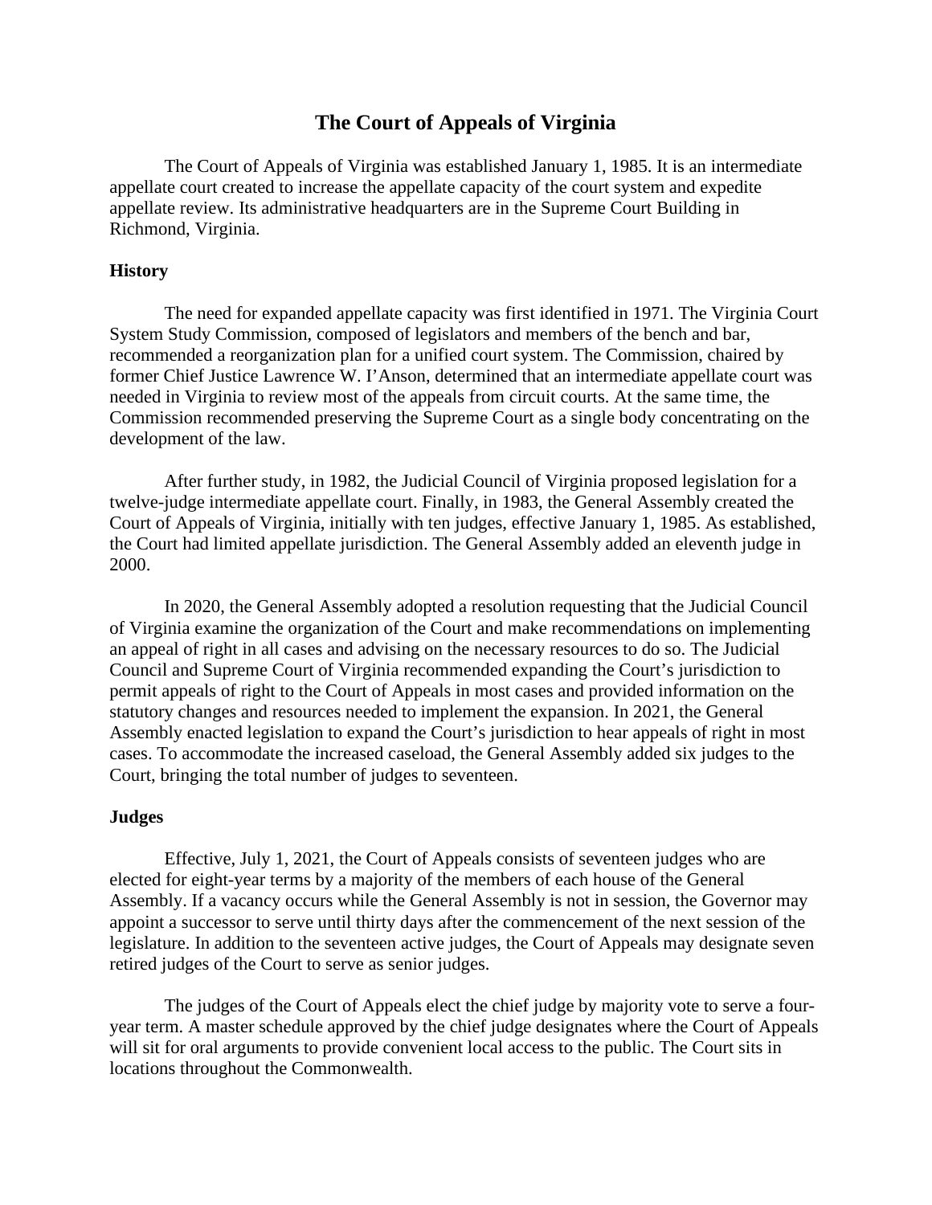# The Court of Appeals of Virginia

The Court of Appeals of Virginia was established January 1, 1985. It is an intermediate appellate court created to increase the appellate capacity of the court system and expedite appellate review. Its administrative headquarters are in the Supreme Court Building in Richmond, Virginia.

## History

The need for expanded appellate capacity was first identified in 1971. The Virginia Court System Study Commission, composed of legislators and members of the bench and bar, recommended a reorganization plan for a unified court system. The Commission, chaired by former Chief Justice Lawrence W. I'Anson, determined that an intermediate appellate court was needed in Virginia to review most of the appeals from circuit courts. At the same time, the Commission recommended preserving the Supreme Court as a single body concentrating on the development of the law.

After further study, in 1982, the Judicial Council of Virginia proposed legislation for a twelve-judge intermediate appellate court. Finally, in 1983, the General Assembly created the Court of Appeals of Virginia, initially with ten judges, effective January 1, 1985. As established, the Court had limited appellate jurisdiction. The General Assembly added an eleventh judge in 2000.

In 2020, the General Assembly adopted a resolution requesting that the Judicial Council of Virginia examine the organization of the Court and make recommendations on implementing an appeal of right in all cases and advising on the necessary resources to do so. The Judicial Council and Supreme Court of Virginia recommended expanding the Court's jurisdiction to permit appeals of right to the Court of Appeals in most cases and provided information on the statutory changes and resources needed to implement the expansion. In 2021, the General Assembly enacted legislation to expand the Court's jurisdiction to hear appeals of right in most cases. To accommodate the increased caseload, the General Assembly added six judges to the Court, bringing the total number of judges to seventeen.

## Judges

Effective, July 1, 2021, the Court of Appeals consists of seventeen judges who are elected for eight-year terms by a majority of the members of each house of the General Assembly. If a vacancy occurs while the General Assembly is not in session, the Governor may appoint a successor to serve until thirty days after the commencement of the next session of the legislature. In addition to the seventeen active judges, the Court of Appeals may designate seven retired judges of the Court to serve as senior judges.

The judges of the Court of Appeals elect the chief judge by majority vote to serve a four-year term. A master schedule approved by the chief judge designates where the Court of Appeals will sit for oral arguments to provide convenient local access to the public. The Court sits in locations throughout the Commonwealth.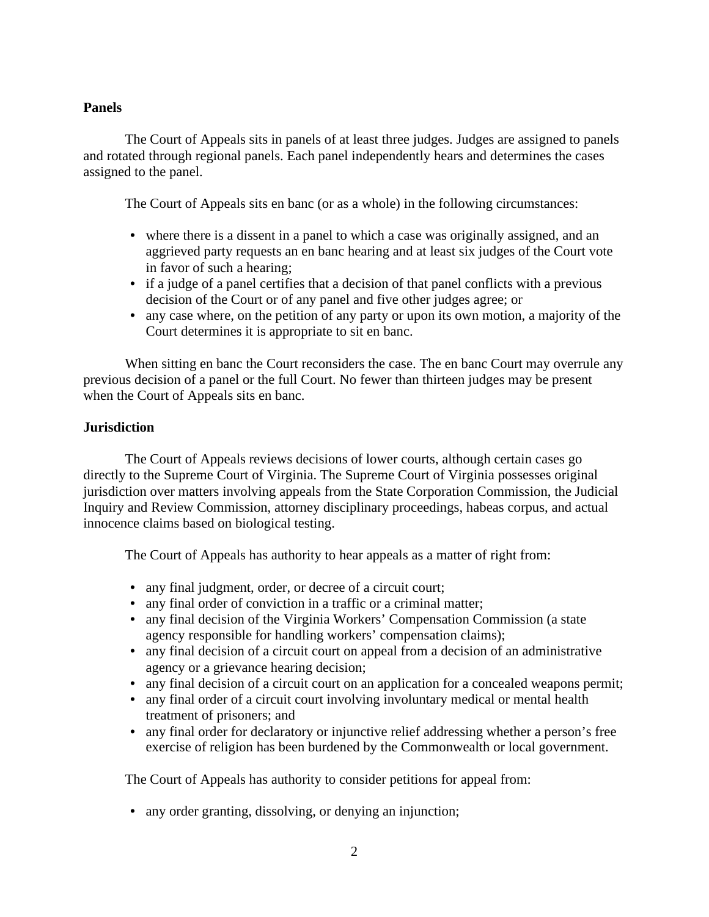**Panels**

The Court of Appeals sits in panels of at least three judges. Judges are assigned to panels and rotated through regional panels. Each panel independently hears and determines the cases assigned to the panel.

The Court of Appeals sits en banc (or as a whole) in the following circumstances:

- where there is a dissent in a panel to which a case was originally assigned, and an aggrieved party requests an en banc hearing and at least six judges of the Court vote in favor of such a hearing;
- if a judge of a panel certifies that a decision of that panel conflicts with a previous decision of the Court or of any panel and five other judges agree; or
- any case where, on the petition of any party or upon its own motion, a majority of the Court determines it is appropriate to sit en banc.

When sitting en banc the Court reconsiders the case. The en banc Court may overrule any previous decision of a panel or the full Court. No fewer than thirteen judges may be present when the Court of Appeals sits en banc.

**Jurisdiction**

The Court of Appeals reviews decisions of lower courts, although certain cases go directly to the Supreme Court of Virginia. The Supreme Court of Virginia possesses original jurisdiction over matters involving appeals from the State Corporation Commission, the Judicial Inquiry and Review Commission, attorney disciplinary proceedings, habeas corpus, and actual innocence claims based on biological testing.

The Court of Appeals has authority to hear appeals as a matter of right from:

- any final judgment, order, or decree of a circuit court;
- any final order of conviction in a traffic or a criminal matter;
- any final decision of the Virginia Workers' Compensation Commission (a state agency responsible for handling workers' compensation claims);
- any final decision of a circuit court on appeal from a decision of an administrative agency or a grievance hearing decision;
- any final decision of a circuit court on an application for a concealed weapons permit;
- any final order of a circuit court involving involuntary medical or mental health treatment of prisoners; and
- any final order for declaratory or injunctive relief addressing whether a person's free exercise of religion has been burdened by the Commonwealth or local government.

The Court of Appeals has authority to consider petitions for appeal from:

- any order granting, dissolving, or denying an injunction;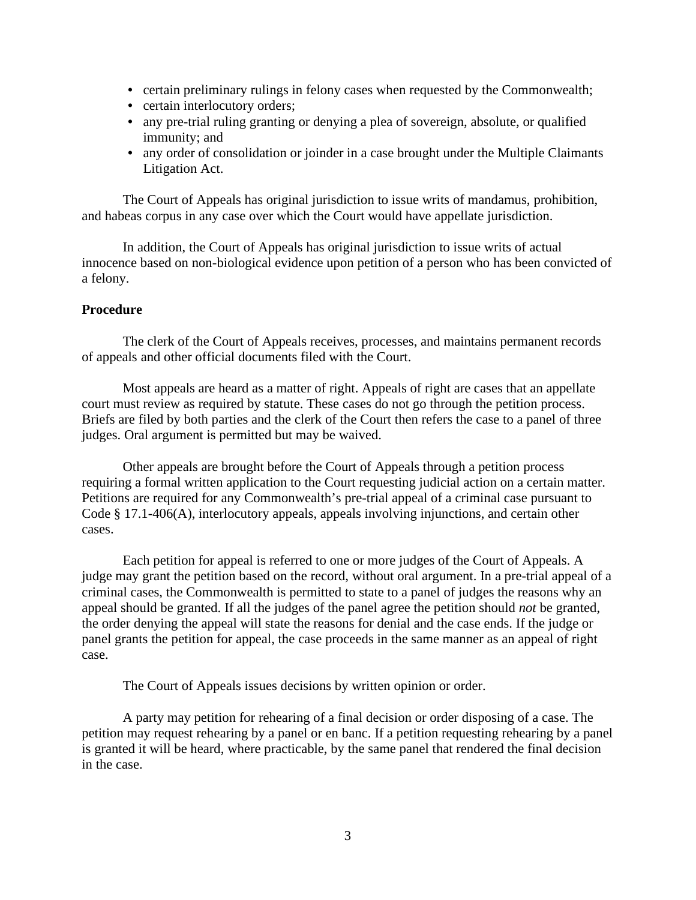- certain preliminary rulings in felony cases when requested by the Commonwealth;
- certain interlocutory orders;
- any pre-trial ruling granting or denying a plea of sovereign, absolute, or qualified immunity; and
- any order of consolidation or joinder in a case brought under the Multiple Claimants Litigation Act.

The Court of Appeals has original jurisdiction to issue writs of mandamus, prohibition, and habeas corpus in any case over which the Court would have appellate jurisdiction.

In addition, the Court of Appeals has original jurisdiction to issue writs of actual innocence based on non-biological evidence upon petition of a person who has been convicted of a felony.

**Procedure**

The clerk of the Court of Appeals receives, processes, and maintains permanent records of appeals and other official documents filed with the Court.

Most appeals are heard as a matter of right. Appeals of right are cases that an appellate court must review as required by statute. These cases do not go through the petition process. Briefs are filed by both parties and the clerk of the Court then refers the case to a panel of three judges. Oral argument is permitted but may be waived.

Other appeals are brought before the Court of Appeals through a petition process requiring a formal written application to the Court requesting judicial action on a certain matter. Petitions are required for any Commonwealth's pre-trial appeal of a criminal case pursuant to Code § 17.1-406(A), interlocutory appeals, appeals involving injunctions, and certain other cases.

Each petition for appeal is referred to one or more judges of the Court of Appeals. A judge may grant the petition based on the record, without oral argument. In a pre-trial appeal of a criminal cases, the Commonwealth is permitted to state to a panel of judges the reasons why an appeal should be granted. If all the judges of the panel agree the petition should *not* be granted, the order denying the appeal will state the reasons for denial and the case ends. If the judge or panel grants the petition for appeal, the case proceeds in the same manner as an appeal of right case.

The Court of Appeals issues decisions by written opinion or order.

A party may petition for rehearing of a final decision or order disposing of a case. The petition may request rehearing by a panel or en banc. If a petition requesting rehearing by a panel is granted it will be heard, where practicable, by the same panel that rendered the final decision in the case.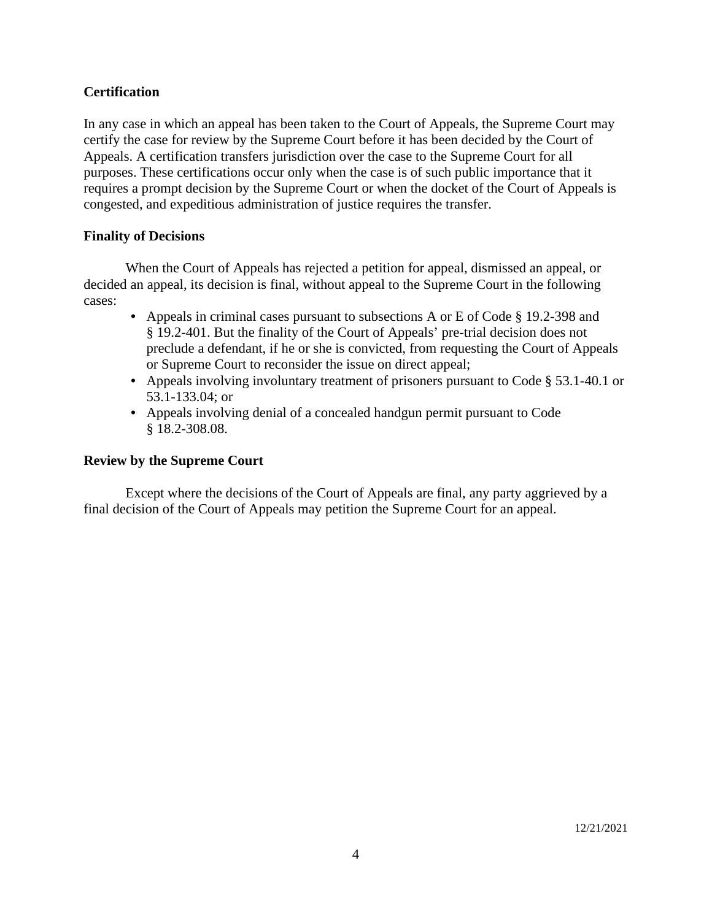**Certification**

In any case in which an appeal has been taken to the Court of Appeals, the Supreme Court may certify the case for review by the Supreme Court before it has been decided by the Court of Appeals. A certification transfers jurisdiction over the case to the Supreme Court for all purposes. These certifications occur only when the case is of such public importance that it requires a prompt decision by the Supreme Court or when the docket of the Court of Appeals is congested, and expeditious administration of justice requires the transfer.

**Finality of Decisions**

When the Court of Appeals has rejected a petition for appeal, dismissed an appeal, or decided an appeal, its decision is final, without appeal to the Supreme Court in the following cases:

- Appeals in criminal cases pursuant to subsections A or E of Code § 19.2-398 and § 19.2-401. But the finality of the Court of Appeals' pre-trial decision does not preclude a defendant, if he or she is convicted, from requesting the Court of Appeals or Supreme Court to reconsider the issue on direct appeal;
- Appeals involving involuntary treatment of prisoners pursuant to Code § 53.1-40.1 or 53.1-133.04; or
- Appeals involving denial of a concealed handgun permit pursuant to Code § 18.2-308.08.

**Review by the Supreme Court**

Except where the decisions of the Court of Appeals are final, any party aggrieved by a final decision of the Court of Appeals may petition the Supreme Court for an appeal.

12/21/2021